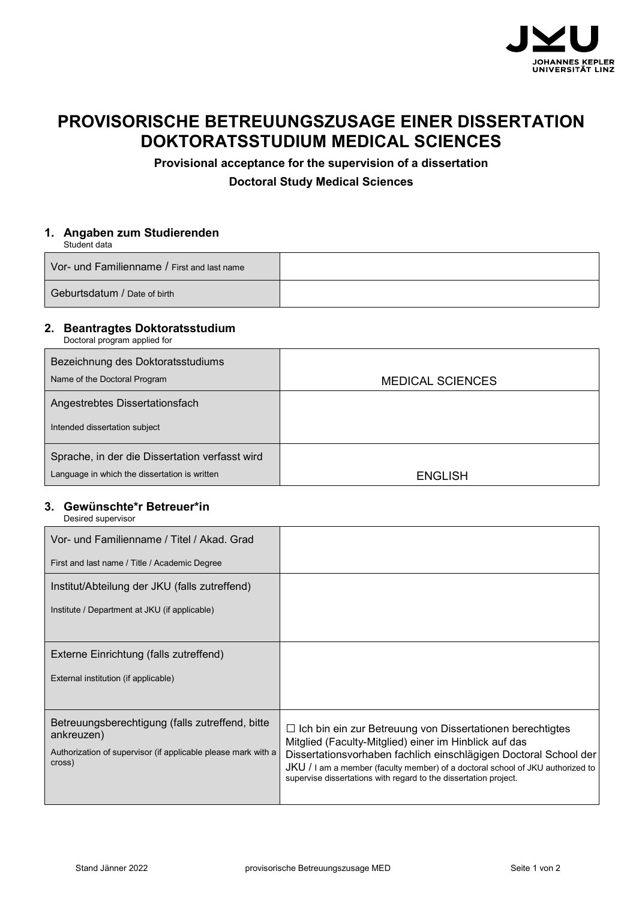JOHANNES KEPLER UNIVERSITÄT LINZ

# PROVISORISCHE BETREUUNGSZUSAGE EINER DISSERTATION DOKTORATSSTUDIUM MEDICAL SCIENCES

**Provisional acceptance for the supervision of a dissertation**

**Doctoral Study Medical Sciences**

## 1. Angaben zum Studierenden

Student data

| | |
|---|---|
| Vor- und Familienname / First and last name | |
| Geburtsdatum / Date of birth | |

## 2. Beantragtes Doktoratsstudium

Doctoral program applied for

| | |
|---|---|
| Bezeichnung des Doktoratsstudiums<br>Name of the Doctoral Program | MEDICAL SCIENCES |
| Angestrebtes Dissertationsfach<br>Intended dissertation subject | |
| Sprache, in der die Dissertation verfasst wird<br>Language in which the dissertation is written | ENGLISH |

## 3. Gewünschte*r Betreuer*in

Desired supervisor

| | |
|---|---|
| Vor- und Familienname / Titel / Akad. Grad<br>First and last name / Title / Academic Degree | |
| Institut/Abteilung der JKU (falls zutreffend)<br>Institute / Department at JKU (if applicable) | |
| Externe Einrichtung (falls zutreffend)<br>External institution (if applicable) | |
| Betreuungsberechtigung (falls zutreffend, bitte ankreuzen)<br>Authorization of supervisor (if applicable please mark with a cross) | ☐ Ich bin ein zur Betreuung von Dissertationen berechtigtes Mitglied (Faculty-Mitglied) einer im Hinblick auf das Dissertationsvorhaben fachlich einschlägigen Doctoral School der JKU / I am a member (faculty member) of a doctoral school of JKU authorized to supervise dissertations with regard to the dissertation project. |

Stand Jänner 2022 provisorische Betreuungszusage MED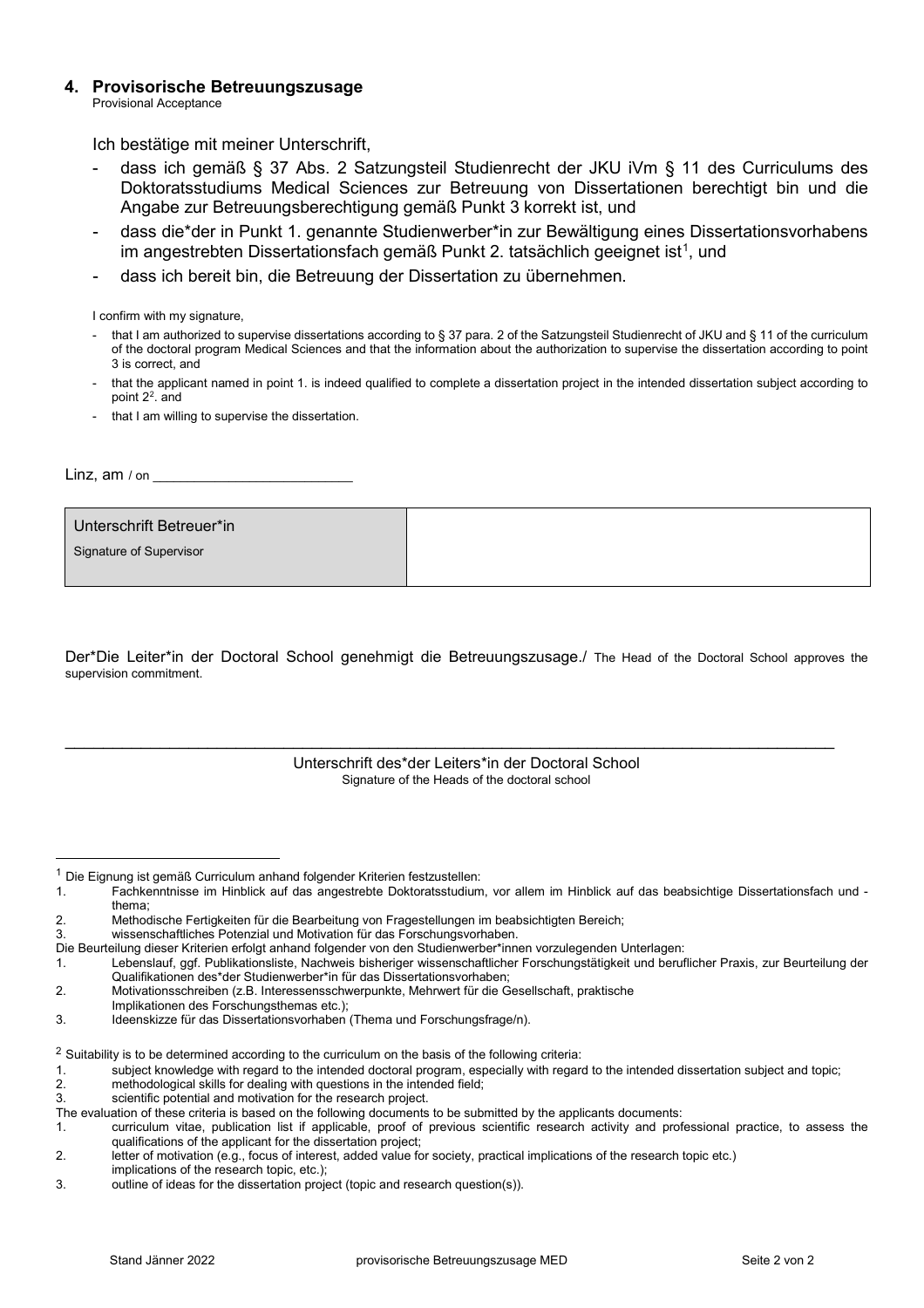## 4. Provisorische Betreuungszusage

Provisional Acceptance

Ich bestätige mit meiner Unterschrift,

- dass ich gemäß § 37 Abs. 2 Satzungsteil Studienrecht der JKU iVm § 11 des Curriculums des Doktoratsstudiums Medical Sciences zur Betreuung von Dissertationen berechtigt bin und die Angabe zur Betreuungsberechtigung gemäß Punkt 3 korrekt ist, und
- dass die*der in Punkt 1. genannte Studienwerber*in zur Bewältigung eines Dissertationsvorhabens im angestrebten Dissertationsfach gemäß Punkt 2. tatsächlich geeignet ist[1], und
- dass ich bereit bin, die Betreuung der Dissertation zu übernehmen.

I confirm with my signature,

- that I am authorized to supervise dissertations according to § 37 para. 2 of the Satzungsteil Studienrecht of JKU and § 11 of the curriculum of the doctoral program Medical Sciences and that the information about the authorization to supervise the dissertation according to point 3 is correct, and
- that the applicant named in point 1. is indeed qualified to complete a dissertation project in the intended dissertation subject according to point 2[2]. and
- that I am willing to supervise the dissertation.

Linz, am / on \_\_\_\_\_\_\_\_\_\_\_\_\_\_\_\_\_\_\_\_\_\_\_\_\_

| | |
|---|---|
| Unterschrift Betreuer*in<br>Signature of Supervisor | |

Der*Die Leiter*in der Doctoral School genehmigt die Betreuungszusage./ The Head of the Doctoral School approves the supervision commitment.

\_\_\_\_\_\_\_\_\_\_\_\_\_\_\_\_\_\_\_\_\_\_\_\_\_\_\_\_\_\_\_\_\_\_\_\_\_\_\_\_\_\_\_\_\_\_\_\_\_\_\_\_\_\_\_\_\_\_\_\_\_\_\_\_\_\_\_\_\_\_\_\_\_\_\_\_\_\_

Unterschrift des*der Leiters*in der Doctoral School
Signature of the Heads of the doctoral school

---

[1] Die Eignung ist gemäß Curriculum anhand folgender Kriterien festzustellen:

1. Fachkenntnisse im Hinblick auf das angestrebte Doktoratsstudium, vor allem im Hinblick auf das beabsichtigte Dissertationsfach und -thema;
2. Methodische Fertigkeiten für die Bearbeitung von Fragestellungen im beabsichtigten Bereich;
3. wissenschaftliches Potenzial und Motivation für das Forschungsvorhaben.

Die Beurteilung dieser Kriterien erfolgt anhand folgender von den Studienwerber*innen vorzulegenden Unterlagen:

1. Lebenslauf, ggf. Publikationsliste, Nachweis bisheriger wissenschaftlicher Forschungstätigkeit und beruflicher Praxis, zur Beurteilung der Qualifikationen des*der Studienwerber*in für das Dissertationsvorhaben;
2. Motivationsschreiben (z.B. Interessensschwerpunkte, Mehrwert für die Gesellschaft, praktische Implikationen des Forschungsthemas etc.);
3. Ideenskizze für das Dissertationsvorhaben (Thema und Forschungsfrage/n).

[2] Suitability is to be determined according to the curriculum on the basis of the following criteria:

1. subject knowledge with regard to the intended doctoral program, especially with regard to the intended dissertation subject and topic;
2. methodological skills for dealing with questions in the intended field;
3. scientific potential and motivation for the research project.

The evaluation of these criteria is based on the following documents to be submitted by the applicants documents:

1. curriculum vitae, publication list if applicable, proof of previous scientific research activity and professional practice, to assess the qualifications of the applicant for the dissertation project;
2. letter of motivation (e.g., focus of interest, added value for society, practical implications of the research topic etc.) implications of the research topic, etc.);
3. outline of ideas for the dissertation project (topic and research question(s)).